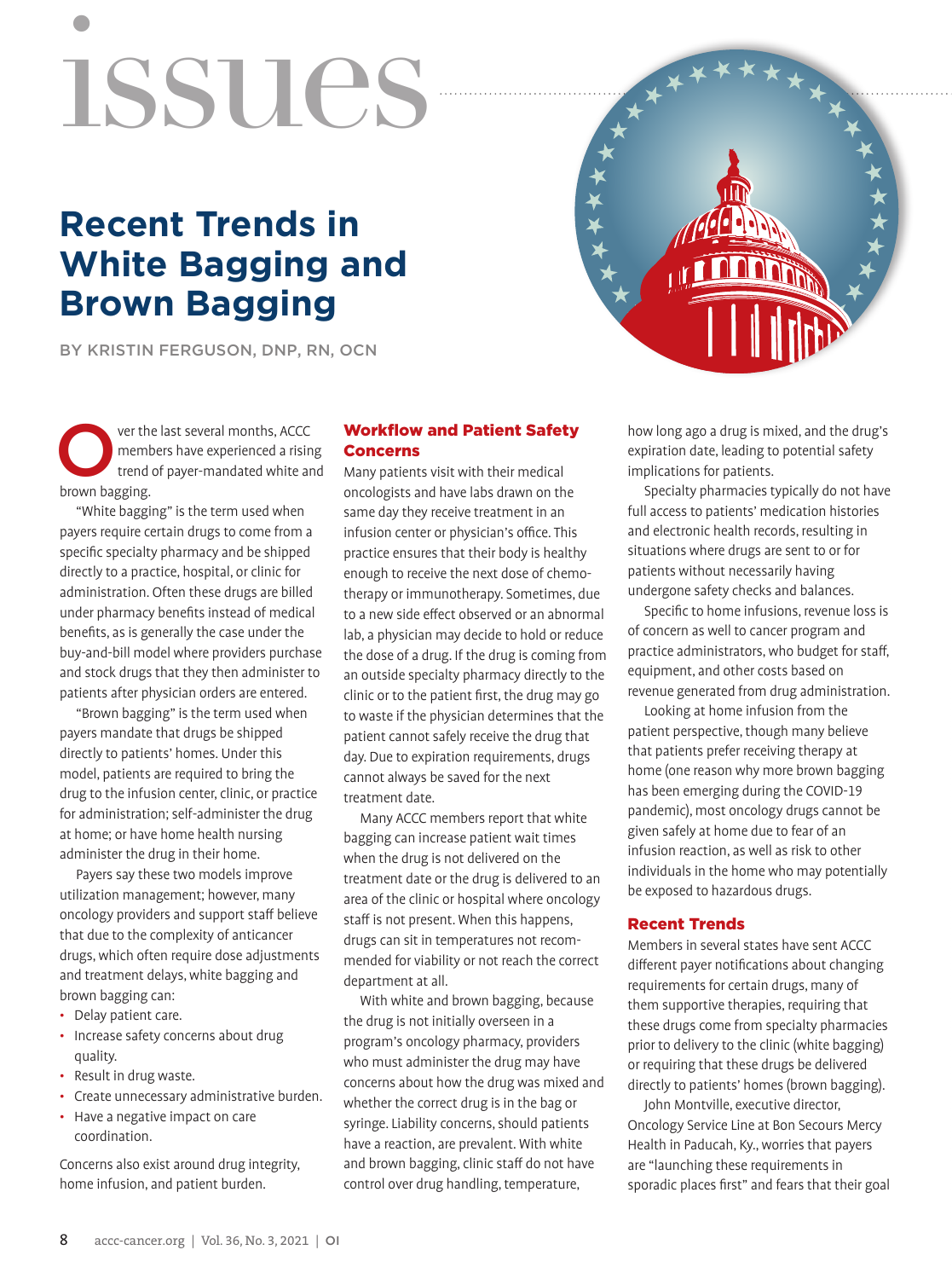issues

# Recent Trends in White Bagging and Brown Bagging

BY KRISTIN FERGUSON, DNP, RN, OCN

Over the last several months, ACCC members have experienced a rising trend of payer-mandated white and brown bagging.

"White bagging" is the term used when payers require certain drugs to come from a specific specialty pharmacy and be shipped directly to a practice, hospital, or clinic for administration. Often these drugs are billed under pharmacy benefits instead of medical benefits, as is generally the case under the buy-and-bill model where providers purchase and stock drugs that they then administer to patients after physician orders are entered.

"Brown bagging" is the term used when payers mandate that drugs be shipped directly to patients' homes. Under this model, patients are required to bring the drug to the infusion center, clinic, or practice for administration; self-administer the drug at home; or have home health nursing administer the drug in their home.

Payers say these two models improve utilization management; however, many oncology providers and support staff believe that due to the complexity of anticancer drugs, which often require dose adjustments and treatment delays, white bagging and brown bagging can:

- Delay patient care.
- Increase safety concerns about drug quality.
- Result in drug waste.
- Create unnecessary administrative burden.
- Have a negative impact on care coordination.

Concerns also exist around drug integrity, home infusion, and patient burden.

## Workflow and Patient Safety Concerns

Many patients visit with their medical oncologists and have labs drawn on the same day they receive treatment in an infusion center or physician's office. This practice ensures that their body is healthy enough to receive the next dose of chemotherapy or immunotherapy. Sometimes, due to a new side effect observed or an abnormal lab, a physician may decide to hold or reduce the dose of a drug. If the drug is coming from an outside specialty pharmacy directly to the clinic or to the patient first, the drug may go to waste if the physician determines that the patient cannot safely receive the drug that day. Due to expiration requirements, drugs cannot always be saved for the next treatment date.

Many ACCC members report that white bagging can increase patient wait times when the drug is not delivered on the treatment date or the drug is delivered to an area of the clinic or hospital where oncology staff is not present. When this happens, drugs can sit in temperatures not recommended for viability or not reach the correct department at all.

With white and brown bagging, because the drug is not initially overseen in a program's oncology pharmacy, providers who must administer the drug may have concerns about how the drug was mixed and whether the correct drug is in the bag or syringe. Liability concerns, should patients have a reaction, are prevalent. With white and brown bagging, clinic staff do not have control over drug handling, temperature, how long ago a drug is mixed, and the drug's expiration date, leading to potential safety implications for patients.

Specialty pharmacies typically do not have full access to patients' medication histories and electronic health records, resulting in situations where drugs are sent to or for patients without necessarily having undergone safety checks and balances.

Specific to home infusions, revenue loss is of concern as well to cancer program and practice administrators, who budget for staff, equipment, and other costs based on revenue generated from drug administration.

Looking at home infusion from the patient perspective, though many believe that patients prefer receiving therapy at home (one reason why more brown bagging has been emerging during the COVID-19 pandemic), most oncology drugs cannot be given safely at home due to fear of an infusion reaction, as well as risk to other individuals in the home who may potentially be exposed to hazardous drugs.

## Recent Trends

Members in several states have sent ACCC different payer notifications about changing requirements for certain drugs, many of them supportive therapies, requiring that these drugs come from specialty pharmacies prior to delivery to the clinic (white bagging) or requiring that these drugs be delivered directly to patients' homes (brown bagging).

John Montville, executive director, Oncology Service Line at Bon Secours Mercy Health in Paducah, Ky., worries that payers are "launching these requirements in sporadic places first" and fears that their goal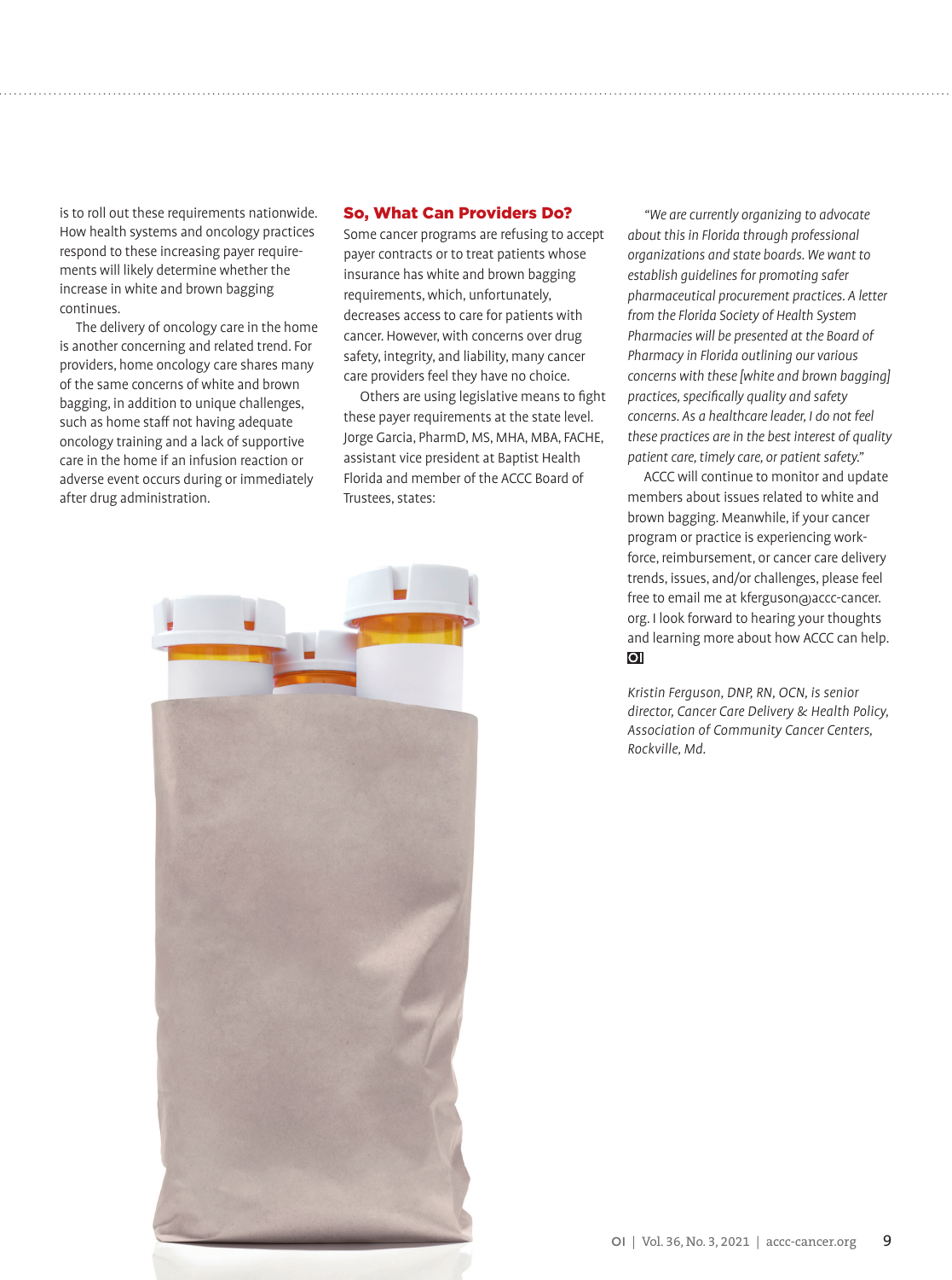is to roll out these requirements nationwide. How health systems and oncology practices respond to these increasing payer requirements will likely determine whether the increase in white and brown bagging continues.

The delivery of oncology care in the home is another concerning and related trend. For providers, home oncology care shares many of the same concerns of white and brown bagging, in addition to unique challenges, such as home staff not having adequate oncology training and a lack of supportive care in the home if an infusion reaction or adverse event occurs during or immediately after drug administration.

## So, What Can Providers Do?

Some cancer programs are refusing to accept payer contracts or to treat patients whose insurance has white and brown bagging requirements, which, unfortunately, decreases access to care for patients with cancer. However, with concerns over drug safety, integrity, and liability, many cancer care providers feel they have no choice.

Others are using legislative means to fight these payer requirements at the state level. Jorge Garcia, PharmD, MS, MHA, MBA, FACHE, assistant vice president at Baptist Health Florida and member of the ACCC Board of Trustees, states:

*"We are currently organizing to advocate about this in Florida through professional organizations and state boards. We want to establish guidelines for promoting safer pharmaceutical procurement practices. A letter from the Florida Society of Health System Pharmacies will be presented at the Board of Pharmacy in Florida outlining our various concerns with these [white and brown bagging] practices, specifically quality and safety concerns. As a healthcare leader, I do not feel these practices are in the best interest of quality patient care, timely care, or patient safety."*

ACCC will continue to monitor and update members about issues related to white and brown bagging. Meanwhile, if your cancer program or practice is experiencing workforce, reimbursement, or cancer care delivery trends, issues, and/or challenges, please feel free to email me at kferguson@accc-cancer.org. I look forward to hearing your thoughts and learning more about how ACCC can help.

*Kristin Ferguson, DNP, RN, OCN, is senior director, Cancer Care Delivery & Health Policy, Association of Community Cancer Centers, Rockville, Md.*